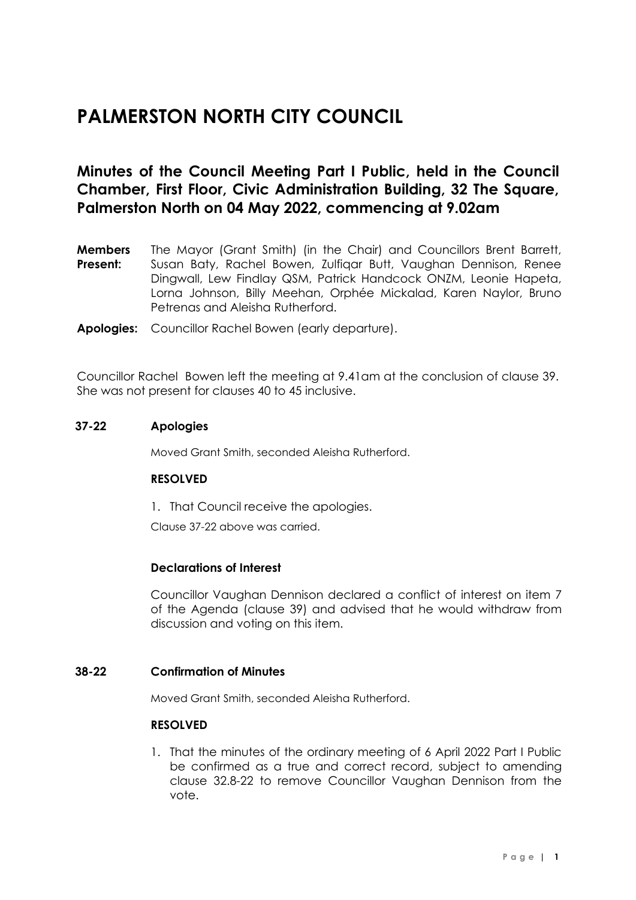# PALMERSTON NORTH CITY COUNCIL

## Minutes of the Council Meeting Part I Public, held in the Council Chamber, First Floor, Civic Administration Building, 32 The Square, Palmerston North on 04 May 2022, commencing at 9.02am

**Members Present:** The Mayor (Grant Smith) (in the Chair) and Councillors Brent Barrett, Susan Baty, Rachel Bowen, Zulfiqar Butt, Vaughan Dennison, Renee Dingwall, Lew Findlay QSM, Patrick Handcock ONZM, Leonie Hapeta, Lorna Johnson, Billy Meehan, Orphée Mickalad, Karen Naylor, Bruno Petrenas and Aleisha Rutherford.

**Apologies:** Councillor Rachel Bowen (early departure).

Councillor Rachel Bowen left the meeting at 9.41am at the conclusion of clause 39. She was not present for clauses 40 to 45 inclusive.

### 37-22 Apologies

Moved Grant Smith, seconded Aleisha Rutherford.

**RESOLVED**

1. That Council receive the apologies.

Clause 37-22 above was carried.

### Declarations of Interest

Councillor Vaughan Dennison declared a conflict of interest on item 7 of the Agenda (clause 39) and advised that he would withdraw from discussion and voting on this item.

### 38-22 Confirmation of Minutes

Moved Grant Smith, seconded Aleisha Rutherford.

**RESOLVED**

1. That the minutes of the ordinary meeting of 6 April 2022 Part I Public be confirmed as a true and correct record, subject to amending clause 32.8-22 to remove Councillor Vaughan Dennison from the vote.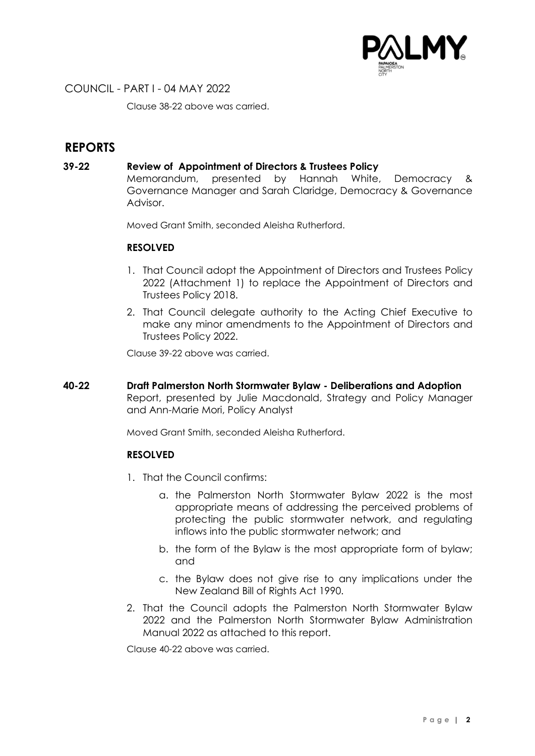Clause 38-22 above was carried.

# REPORTS

### 39-22 Review of Appointment of Directors & Trustees Policy

Memorandum, presented by Hannah White, Democracy & Governance Manager and Sarah Claridge, Democracy & Governance Advisor.

Moved Grant Smith, seconded Aleisha Rutherford.

**RESOLVED**

1. That Council adopt the Appointment of Directors and Trustees Policy 2022 (Attachment 1) to replace the Appointment of Directors and Trustees Policy 2018.
2. That Council delegate authority to the Acting Chief Executive to make any minor amendments to the Appointment of Directors and Trustees Policy 2022.

Clause 39-22 above was carried.

### 40-22 Draft Palmerston North Stormwater Bylaw - Deliberations and Adoption

Report, presented by Julie Macdonald, Strategy and Policy Manager and Ann-Marie Mori, Policy Analyst

Moved Grant Smith, seconded Aleisha Rutherford.

**RESOLVED**

1. That the Council confirms:
    a. the Palmerston North Stormwater Bylaw 2022 is the most appropriate means of addressing the perceived problems of protecting the public stormwater network, and regulating inflows into the public stormwater network; and
    b. the form of the Bylaw is the most appropriate form of bylaw; and
    c. the Bylaw does not give rise to any implications under the New Zealand Bill of Rights Act 1990.
2. That the Council adopts the Palmerston North Stormwater Bylaw 2022 and the Palmerston North Stormwater Bylaw Administration Manual 2022 as attached to this report.

Clause 40-22 above was carried.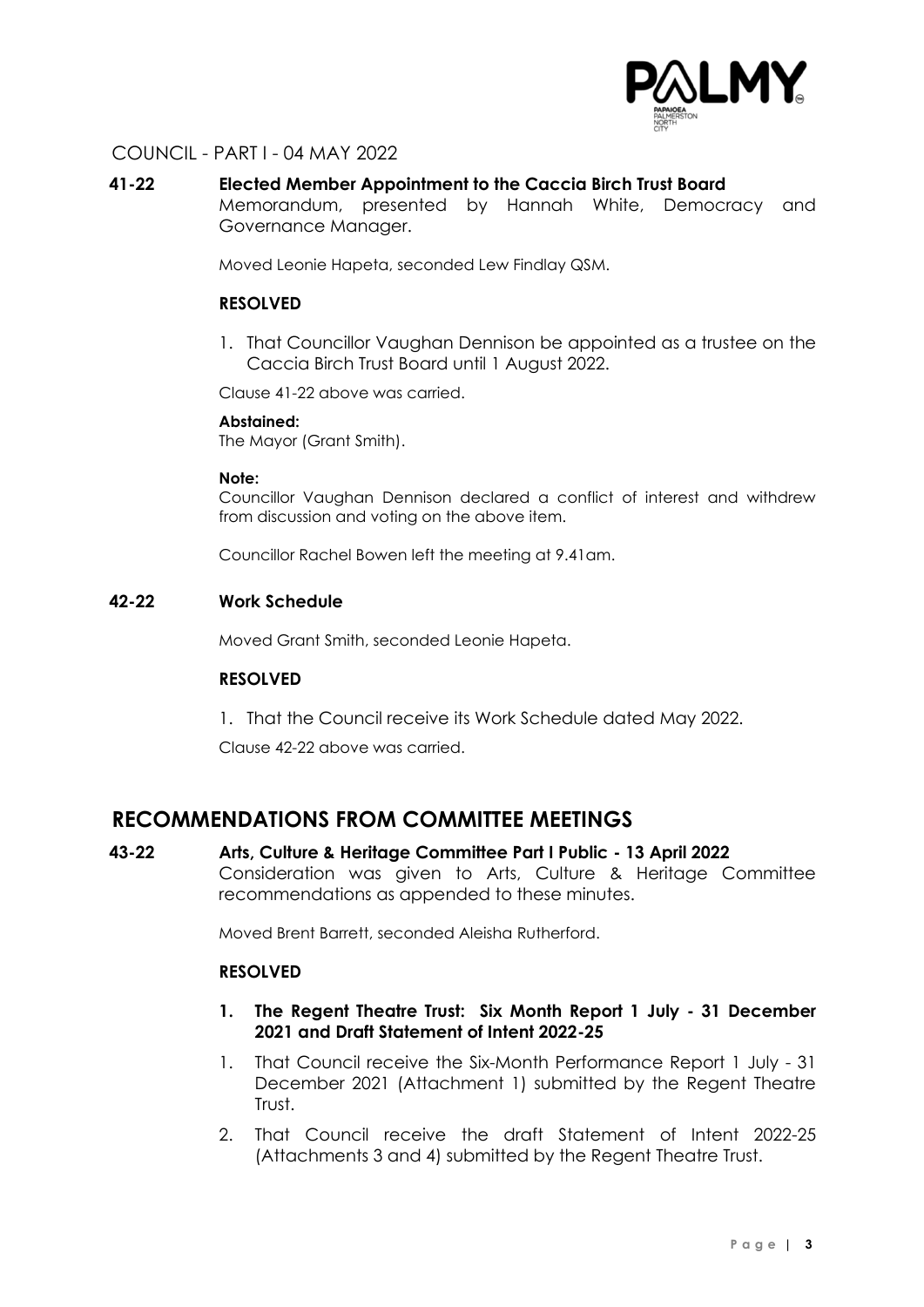COUNCIL - PART I - 04 MAY 2022

**41-22 Elected Member Appointment to the Caccia Birch Trust Board**
Memorandum, presented by Hannah White, Democracy and Governance Manager.

Moved Leonie Hapeta, seconded Lew Findlay QSM.

**RESOLVED**

1. That Councillor Vaughan Dennison be appointed as a trustee on the Caccia Birch Trust Board until 1 August 2022.

Clause 41-22 above was carried.

**Abstained:**
The Mayor (Grant Smith).

**Note:**
Councillor Vaughan Dennison declared a conflict of interest and withdrew from discussion and voting on the above item.

Councillor Rachel Bowen left the meeting at 9.41am.

**42-22 Work Schedule**

Moved Grant Smith, seconded Leonie Hapeta.

**RESOLVED**

1. That the Council receive its Work Schedule dated May 2022.

Clause 42-22 above was carried.

## RECOMMENDATIONS FROM COMMITTEE MEETINGS

**43-22 Arts, Culture & Heritage Committee Part I Public - 13 April 2022**
Consideration was given to Arts, Culture & Heritage Committee recommendations as appended to these minutes.

Moved Brent Barrett, seconded Aleisha Rutherford.

**RESOLVED**

**1. The Regent Theatre Trust: Six Month Report 1 July - 31 December 2021 and Draft Statement of Intent 2022-25**

1. That Council receive the Six-Month Performance Report 1 July - 31 December 2021 (Attachment 1) submitted by the Regent Theatre Trust.
2. That Council receive the draft Statement of Intent 2022-25 (Attachments 3 and 4) submitted by the Regent Theatre Trust.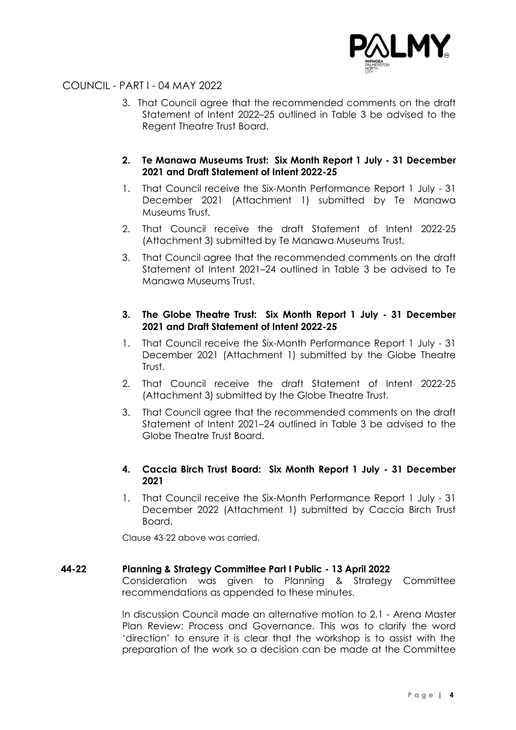COUNCIL - PART I - 04 MAY 2022

3. That Council agree that the recommended comments on the draft Statement of Intent 2022–25 outlined in Table 3 be advised to the Regent Theatre Trust Board.

**2. Te Manawa Museums Trust: Six Month Report 1 July - 31 December 2021 and Draft Statement of Intent 2022-25**

1. That Council receive the Six-Month Performance Report 1 July - 31 December 2021 (Attachment 1) submitted by Te Manawa Museums Trust.
2. That Council receive the draft Statement of Intent 2022-25 (Attachment 3) submitted by Te Manawa Museums Trust.
3. That Council agree that the recommended comments on the draft Statement of Intent 2021–24 outlined in Table 3 be advised to Te Manawa Museums Trust.

**3. The Globe Theatre Trust: Six Month Report 1 July - 31 December 2021 and Draft Statement of Intent 2022-25**

1. That Council receive the Six-Month Performance Report 1 July - 31 December 2021 (Attachment 1) submitted by the Globe Theatre Trust.
2. That Council receive the draft Statement of Intent 2022-25 (Attachment 3) submitted by the Globe Theatre Trust.
3. That Council agree that the recommended comments on the draft Statement of Intent 2021–24 outlined in Table 3 be advised to the Globe Theatre Trust Board.

**4. Caccia Birch Trust Board: Six Month Report 1 July - 31 December 2021**

1. That Council receive the Six-Month Performance Report 1 July - 31 December 2022 (Attachment 1) submitted by Caccia Birch Trust Board.

Clause 43-22 above was carried.

**44-22 Planning & Strategy Committee Part I Public - 13 April 2022**

Consideration was given to Planning & Strategy Committee recommendations as appended to these minutes.

In discussion Council made an alternative motion to 2.1 - Arena Master Plan Review: Process and Governance. This was to clarify the word 'direction' to ensure it is clear that the workshop is to assist with the preparation of the work so a decision can be made at the Committee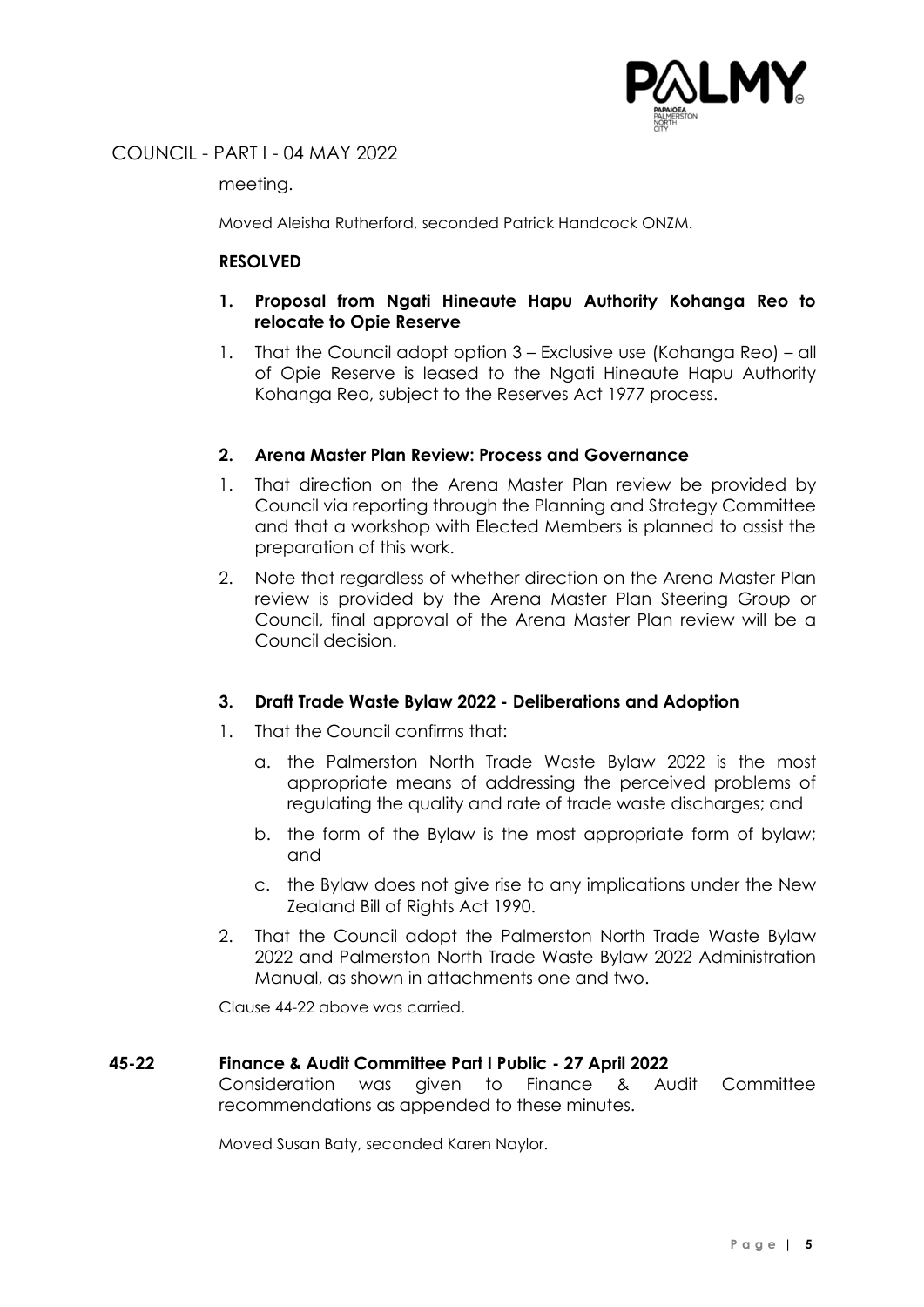meeting.

Moved Aleisha Rutherford, seconded Patrick Handcock ONZM.

**RESOLVED**

**1. Proposal from Ngati Hineaute Hapu Authority Kohanga Reo to relocate to Opie Reserve**

1. That the Council adopt option 3 – Exclusive use (Kohanga Reo) – all of Opie Reserve is leased to the Ngati Hineaute Hapu Authority Kohanga Reo, subject to the Reserves Act 1977 process.

**2. Arena Master Plan Review: Process and Governance**

1. That direction on the Arena Master Plan review be provided by Council via reporting through the Planning and Strategy Committee and that a workshop with Elected Members is planned to assist the preparation of this work.
2. Note that regardless of whether direction on the Arena Master Plan review is provided by the Arena Master Plan Steering Group or Council, final approval of the Arena Master Plan review will be a Council decision.

**3. Draft Trade Waste Bylaw 2022 - Deliberations and Adoption**

1. That the Council confirms that:
   a. the Palmerston North Trade Waste Bylaw 2022 is the most appropriate means of addressing the perceived problems of regulating the quality and rate of trade waste discharges; and
   b. the form of the Bylaw is the most appropriate form of bylaw; and
   c. the Bylaw does not give rise to any implications under the New Zealand Bill of Rights Act 1990.
2. That the Council adopt the Palmerston North Trade Waste Bylaw 2022 and Palmerston North Trade Waste Bylaw 2022 Administration Manual, as shown in attachments one and two.

Clause 44-22 above was carried.

**45-22 Finance & Audit Committee Part I Public - 27 April 2022**

Consideration was given to Finance & Audit Committee recommendations as appended to these minutes.

Moved Susan Baty, seconded Karen Naylor.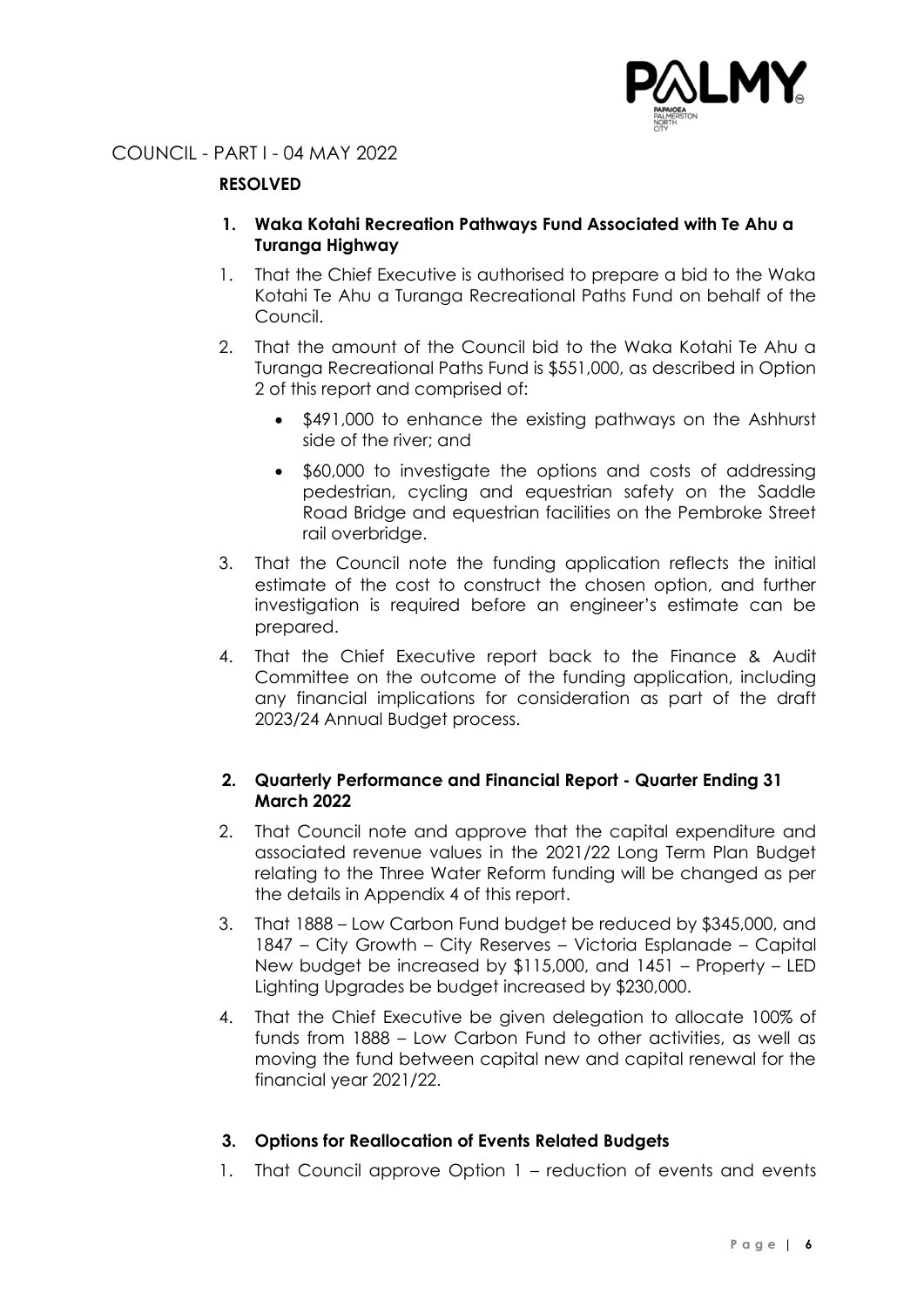COUNCIL - PART I - 04 MAY 2022

**RESOLVED**

**1. Waka Kotahi Recreation Pathways Fund Associated with Te Ahu a Turanga Highway**

1. That the Chief Executive is authorised to prepare a bid to the Waka Kotahi Te Ahu a Turanga Recreational Paths Fund on behalf of the Council.
2. That the amount of the Council bid to the Waka Kotahi Te Ahu a Turanga Recreational Paths Fund is $551,000, as described in Option 2 of this report and comprised of:
   - $491,000 to enhance the existing pathways on the Ashhurst side of the river; and
   - $60,000 to investigate the options and costs of addressing pedestrian, cycling and equestrian safety on the Saddle Road Bridge and equestrian facilities on the Pembroke Street rail overbridge.
3. That the Council note the funding application reflects the initial estimate of the cost to construct the chosen option, and further investigation is required before an engineer's estimate can be prepared.
4. That the Chief Executive report back to the Finance & Audit Committee on the outcome of the funding application, including any financial implications for consideration as part of the draft 2023/24 Annual Budget process.

**2. Quarterly Performance and Financial Report - Quarter Ending 31 March 2022**

2. That Council note and approve that the capital expenditure and associated revenue values in the 2021/22 Long Term Plan Budget relating to the Three Water Reform funding will be changed as per the details in Appendix 4 of this report.
3. That 1888 – Low Carbon Fund budget be reduced by $345,000, and 1847 – City Growth – City Reserves – Victoria Esplanade – Capital New budget be increased by $115,000, and 1451 – Property – LED Lighting Upgrades be budget increased by $230,000.
4. That the Chief Executive be given delegation to allocate 100% of funds from 1888 – Low Carbon Fund to other activities, as well as moving the fund between capital new and capital renewal for the financial year 2021/22.

**3. Options for Reallocation of Events Related Budgets**

1. That Council approve Option 1 – reduction of events and events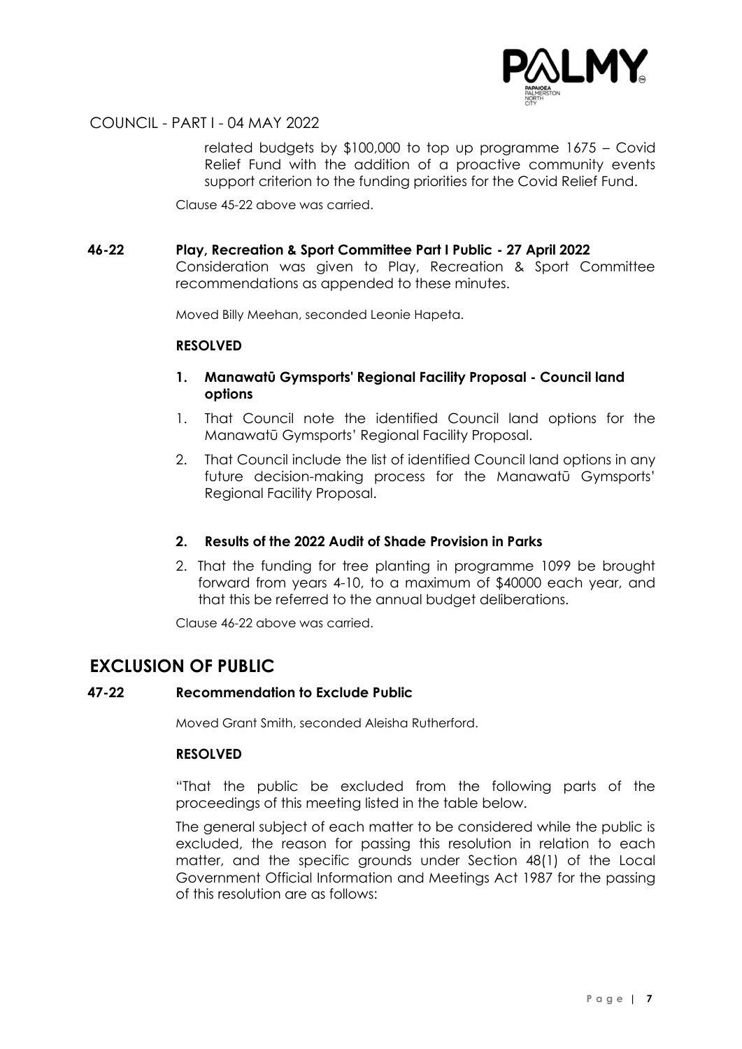related budgets by $100,000 to top up programme 1675 – Covid Relief Fund with the addition of a proactive community events support criterion to the funding priorities for the Covid Relief Fund.

Clause 45-22 above was carried.

**46-22 Play, Recreation & Sport Committee Part I Public - 27 April 2022**

Consideration was given to Play, Recreation & Sport Committee recommendations as appended to these minutes.

Moved Billy Meehan, seconded Leonie Hapeta.

**RESOLVED**

**1. Manawatū Gymsports' Regional Facility Proposal - Council land options**

1. That Council note the identified Council land options for the Manawatū Gymsports' Regional Facility Proposal.
2. That Council include the list of identified Council land options in any future decision-making process for the Manawatū Gymsports' Regional Facility Proposal.

**2. Results of the 2022 Audit of Shade Provision in Parks**

2. That the funding for tree planting in programme 1099 be brought forward from years 4-10, to a maximum of $40000 each year, and that this be referred to the annual budget deliberations.

Clause 46-22 above was carried.

## EXCLUSION OF PUBLIC

**47-22 Recommendation to Exclude Public**

Moved Grant Smith, seconded Aleisha Rutherford.

**RESOLVED**

"That the public be excluded from the following parts of the proceedings of this meeting listed in the table below.

The general subject of each matter to be considered while the public is excluded, the reason for passing this resolution in relation to each matter, and the specific grounds under Section 48(1) of the Local Government Official Information and Meetings Act 1987 for the passing of this resolution are as follows: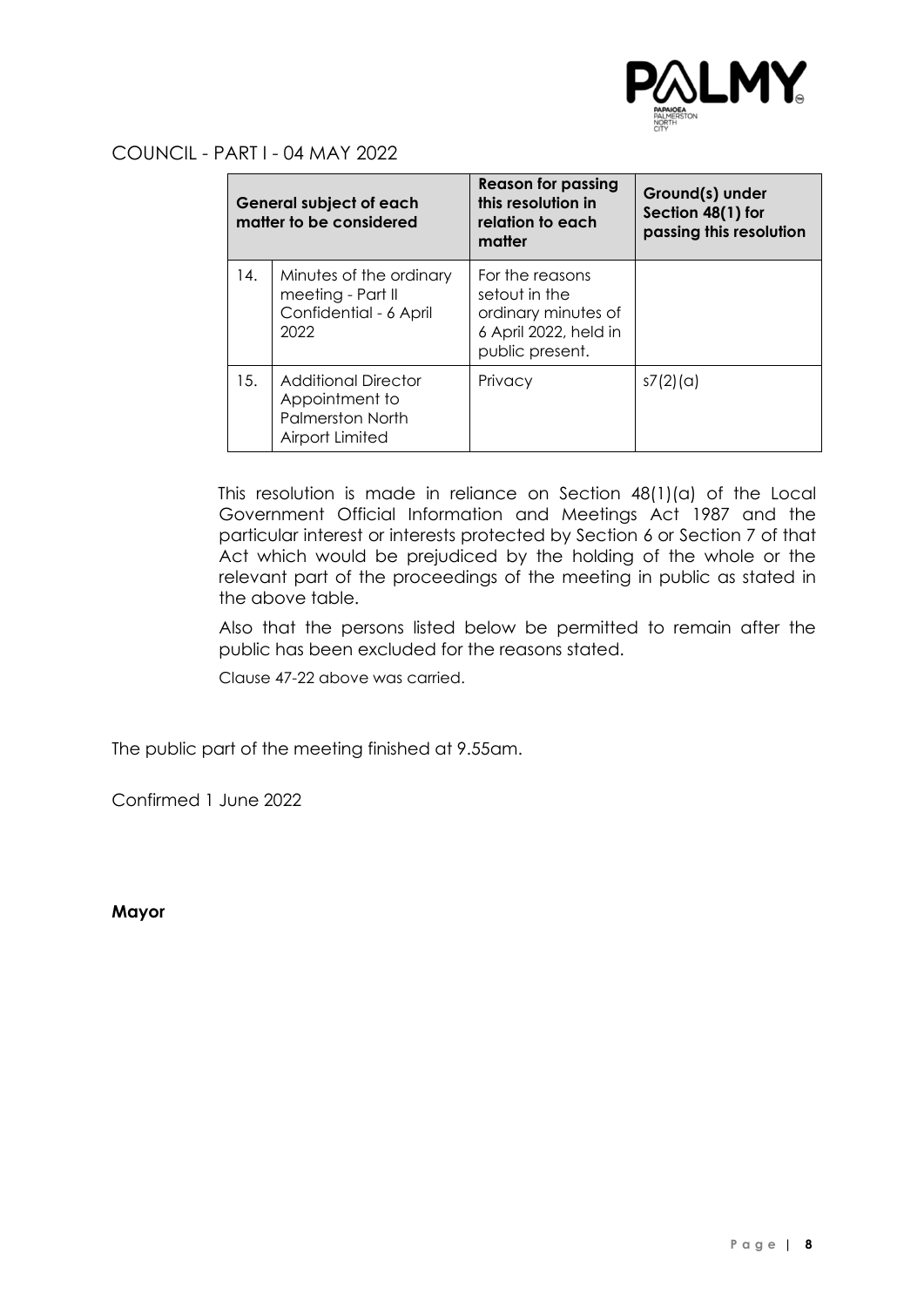COUNCIL - PART I - 04 MAY 2022

| General subject of each matter to be considered | | Reason for passing this resolution in relation to each matter | Ground(s) under Section 48(1) for passing this resolution |
|---|---|---|---|
| 14. | Minutes of the ordinary meeting - Part II Confidential - 6 April 2022 | For the reasons setout in the ordinary minutes of 6 April 2022, held in public present. | |
| 15. | Additional Director Appointment to Palmerston North Airport Limited | Privacy | s7(2)(a) |

This resolution is made in reliance on Section 48(1)(a) of the Local Government Official Information and Meetings Act 1987 and the particular interest or interests protected by Section 6 or Section 7 of that Act which would be prejudiced by the holding of the whole or the relevant part of the proceedings of the meeting in public as stated in the above table.

Also that the persons listed below be permitted to remain after the public has been excluded for the reasons stated.

Clause 47-22 above was carried.

The public part of the meeting finished at 9.55am.

Confirmed 1 June 2022

**Mayor**